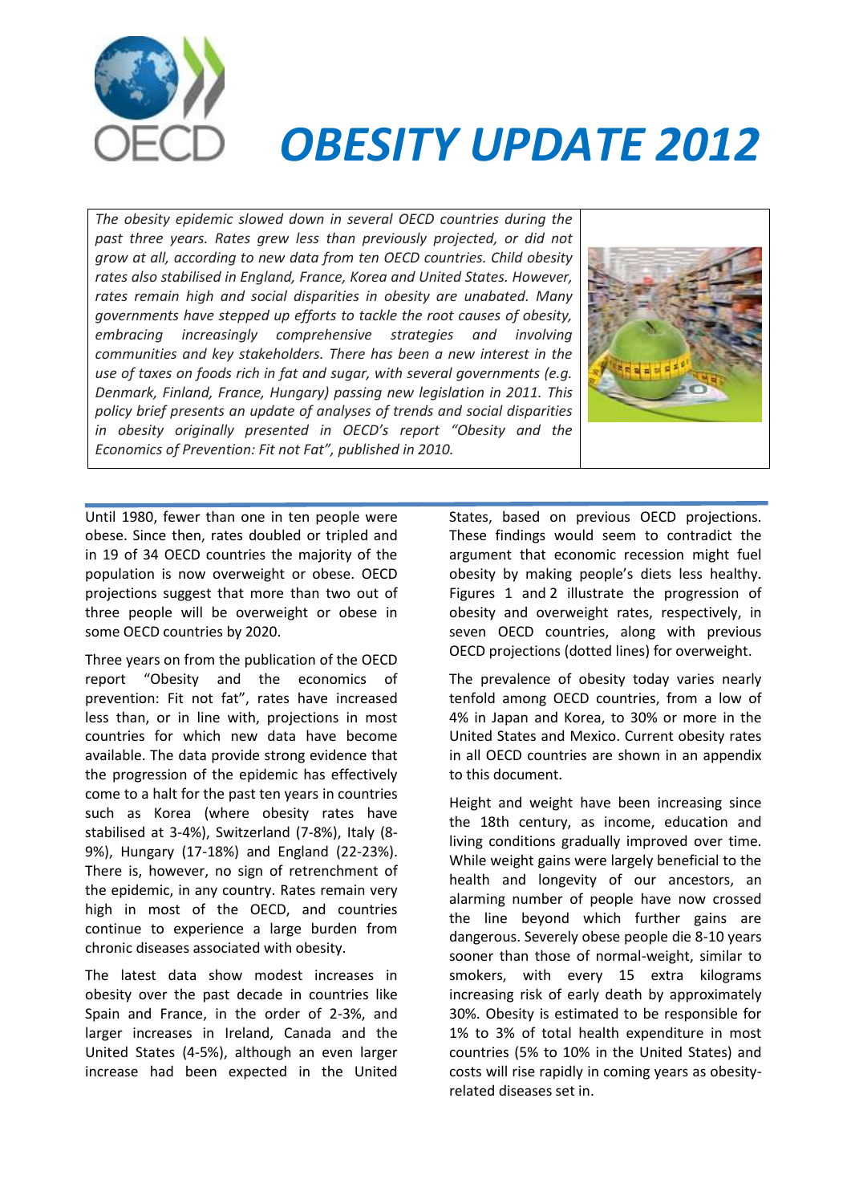# OBESITY UPDATE 2012

*The obesity epidemic slowed down in several OECD countries during the past three years. Rates grew less than previously projected, or did not grow at all, according to new data from ten OECD countries. Child obesity rates also stabilised in England, France, Korea and United States. However, rates remain high and social disparities in obesity are unabated. Many governments have stepped up efforts to tackle the root causes of obesity, embracing increasingly comprehensive strategies and involving communities and key stakeholders. There has been a new interest in the use of taxes on foods rich in fat and sugar, with several governments (e.g. Denmark, Finland, France, Hungary) passing new legislation in 2011. This policy brief presents an update of analyses of trends and social disparities in obesity originally presented in OECD's report "Obesity and the Economics of Prevention: Fit not Fat", published in 2010.*

Until 1980, fewer than one in ten people were obese. Since then, rates doubled or tripled and in 19 of 34 OECD countries the majority of the population is now overweight or obese. OECD projections suggest that more than two out of three people will be overweight or obese in some OECD countries by 2020.

Three years on from the publication of the OECD report "Obesity and the economics of prevention: Fit not fat", rates have increased less than, or in line with, projections in most countries for which new data have become available. The data provide strong evidence that the progression of the epidemic has effectively come to a halt for the past ten years in countries such as Korea (where obesity rates have stabilised at 3-4%), Switzerland (7-8%), Italy (8-9%), Hungary (17-18%) and England (22-23%). There is, however, no sign of retrenchment of the epidemic, in any country. Rates remain very high in most of the OECD, and countries continue to experience a large burden from chronic diseases associated with obesity.

The latest data show modest increases in obesity over the past decade in countries like Spain and France, in the order of 2-3%, and larger increases in Ireland, Canada and the United States (4-5%), although an even larger increase had been expected in the United States, based on previous OECD projections. These findings would seem to contradict the argument that economic recession might fuel obesity by making people's diets less healthy. Figures 1 and 2 illustrate the progression of obesity and overweight rates, respectively, in seven OECD countries, along with previous OECD projections (dotted lines) for overweight.

The prevalence of obesity today varies nearly tenfold among OECD countries, from a low of 4% in Japan and Korea, to 30% or more in the United States and Mexico. Current obesity rates in all OECD countries are shown in an appendix to this document.

Height and weight have been increasing since the 18th century, as income, education and living conditions gradually improved over time. While weight gains were largely beneficial to the health and longevity of our ancestors, an alarming number of people have now crossed the line beyond which further gains are dangerous. Severely obese people die 8-10 years sooner than those of normal-weight, similar to smokers, with every 15 extra kilograms increasing risk of early death by approximately 30%. Obesity is estimated to be responsible for 1% to 3% of total health expenditure in most countries (5% to 10% in the United States) and costs will rise rapidly in coming years as obesity-related diseases set in.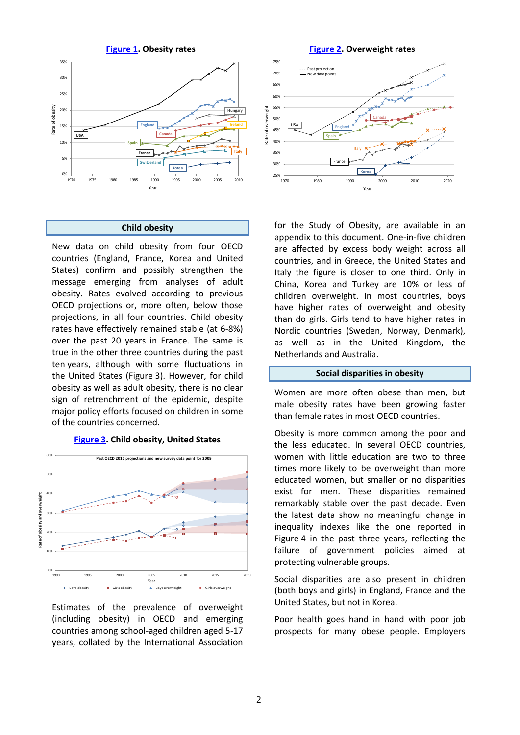**Figure 1. Obesity rates**

**Figure 2. Overweight rates**

## Child obesity

New data on child obesity from four OECD countries (England, France, Korea and United States) confirm and possibly strengthen the message emerging from analyses of adult obesity. Rates evolved according to previous OECD projections or, more often, below those projections, in all four countries. Child obesity rates have effectively remained stable (at 6-8%) over the past 20 years in France. The same is true in the other three countries during the past ten years, although with some fluctuations in the United States (Figure 3). However, for child obesity as well as adult obesity, there is no clear sign of retrenchment of the epidemic, despite major policy efforts focused on children in some of the countries concerned.

**Figure 3. Child obesity, United States**

Estimates of the prevalence of overweight (including obesity) in OECD and emerging countries among school-aged children aged 5-17 years, collated by the International Association for the Study of Obesity, are available in an appendix to this document. One-in-five children are affected by excess body weight across all countries, and in Greece, the United States and Italy the figure is closer to one third. Only in China, Korea and Turkey are 10% or less of children overweight. In most countries, boys have higher rates of overweight and obesity than do girls. Girls tend to have higher rates in Nordic countries (Sweden, Norway, Denmark), as well as in the United Kingdom, the Netherlands and Australia.

## Social disparities in obesity

Women are more often obese than men, but male obesity rates have been growing faster than female rates in most OECD countries.

Obesity is more common among the poor and the less educated. In several OECD countries, women with little education are two to three times more likely to be overweight than more educated women, but smaller or no disparities exist for men. These disparities remained remarkably stable over the past decade. Even the latest data show no meaningful change in inequality indexes like the one reported in Figure 4 in the past three years, reflecting the failure of government policies aimed at protecting vulnerable groups.

Social disparities are also present in children (both boys and girls) in England, France and the United States, but not in Korea.

Poor health goes hand in hand with poor job prospects for many obese people. Employers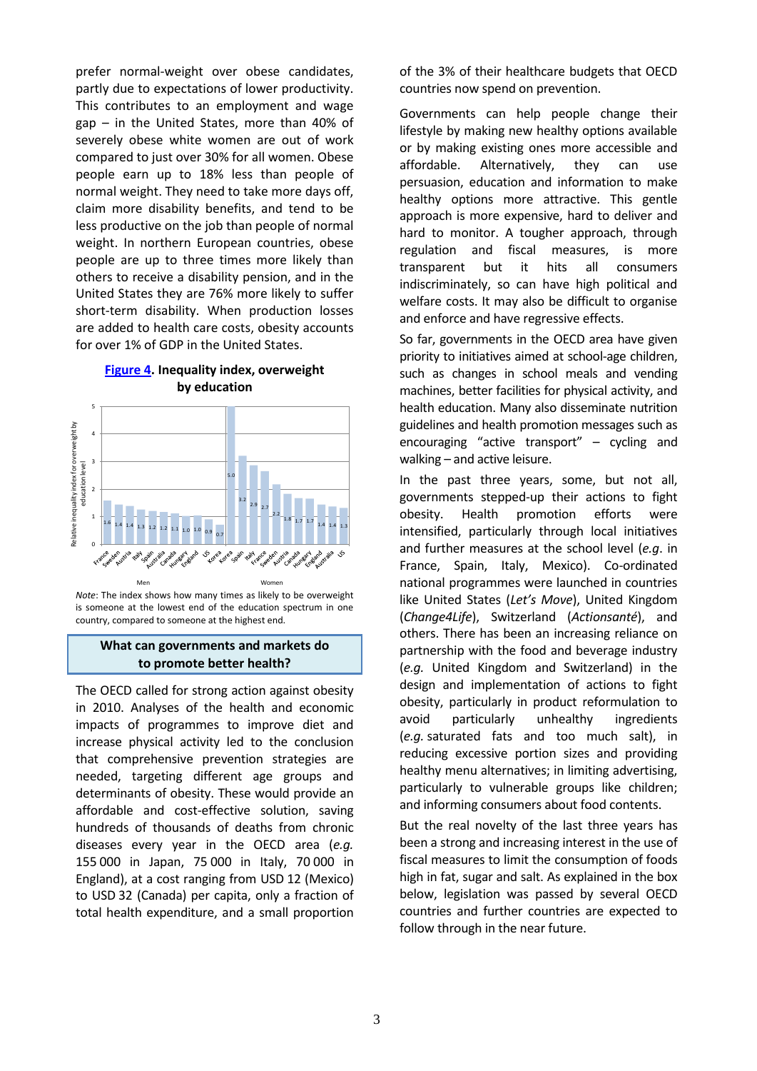prefer normal-weight over obese candidates, partly due to expectations of lower productivity. This contributes to an employment and wage gap – in the United States, more than 40% of severely obese white women are out of work compared to just over 30% for all women. Obese people earn up to 18% less than people of normal weight. They need to take more days off, claim more disability benefits, and tend to be less productive on the job than people of normal weight. In northern European countries, obese people are up to three times more likely than others to receive a disability pension, and in the United States they are 76% more likely to suffer short-term disability. When production losses are added to health care costs, obesity accounts for over 1% of GDP in the United States.

**Figure 4. Inequality index, overweight by education**

| Men | France | Sweden | Austria | Italy | Spain | Australia | Canada | Hungary | England | US | Korea |
|---|---|---|---|---|---|---|---|---|---|---|---|
| Relative inequality index | 1.6 | 1.4 | 1.4 | 1.3 | 1.2 | 1.2 | 1.1 | 1.0 | 1.0 | 0.9 | 0.7 |

| Women | Korea | Spain | Italy | France | Sweden | Austria | Canada | Hungary | England | Australia | US |
|---|---|---|---|---|---|---|---|---|---|---|---|
| Relative inequality index | 5.0 | 3.2 | 2.9 | 2.7 | 2.2 | 1.8 | 1.7 | 1.7 | 1.4 | 1.4 | 1.3 |

*Note*: The index shows how many times as likely to be overweight is someone at the lowest end of the education spectrum in one country, compared to someone at the highest end.

## What can governments and markets do to promote better health?

The OECD called for strong action against obesity in 2010. Analyses of the health and economic impacts of programmes to improve diet and increase physical activity led to the conclusion that comprehensive prevention strategies are needed, targeting different age groups and determinants of obesity. These would provide an affordable and cost-effective solution, saving hundreds of thousands of deaths from chronic diseases every year in the OECD area (*e.g.* 155 000 in Japan, 75 000 in Italy, 70 000 in England), at a cost ranging from USD 12 (Mexico) to USD 32 (Canada) per capita, only a fraction of total health expenditure, and a small proportion of the 3% of their healthcare budgets that OECD countries now spend on prevention.

Governments can help people change their lifestyle by making new healthy options available or by making existing ones more accessible and affordable. Alternatively, they can use persuasion, education and information to make healthy options more attractive. This gentle approach is more expensive, hard to deliver and hard to monitor. A tougher approach, through regulation and fiscal measures, is more transparent but it hits all consumers indiscriminately, so can have high political and welfare costs. It may also be difficult to organise and enforce and have regressive effects.

So far, governments in the OECD area have given priority to initiatives aimed at school-age children, such as changes in school meals and vending machines, better facilities for physical activity, and health education. Many also disseminate nutrition guidelines and health promotion messages such as encouraging "active transport" – cycling and walking – and active leisure.

In the past three years, some, but not all, governments stepped-up their actions to fight obesity. Health promotion efforts were intensified, particularly through local initiatives and further measures at the school level (*e.g.* in France, Spain, Italy, Mexico). Co-ordinated national programmes were launched in countries like United States (*Let's Move*), United Kingdom (*Change4Life*), Switzerland (*Actionsanté*), and others. There has been an increasing reliance on partnership with the food and beverage industry (*e.g.* United Kingdom and Switzerland) in the design and implementation of actions to fight obesity, particularly in product reformulation to avoid particularly unhealthy ingredients (*e.g.* saturated fats and too much salt), in reducing excessive portion sizes and providing healthy menu alternatives; in limiting advertising, particularly to vulnerable groups like children; and informing consumers about food contents.

But the real novelty of the last three years has been a strong and increasing interest in the use of fiscal measures to limit the consumption of foods high in fat, sugar and salt. As explained in the box below, legislation was passed by several OECD countries and further countries are expected to follow through in the near future.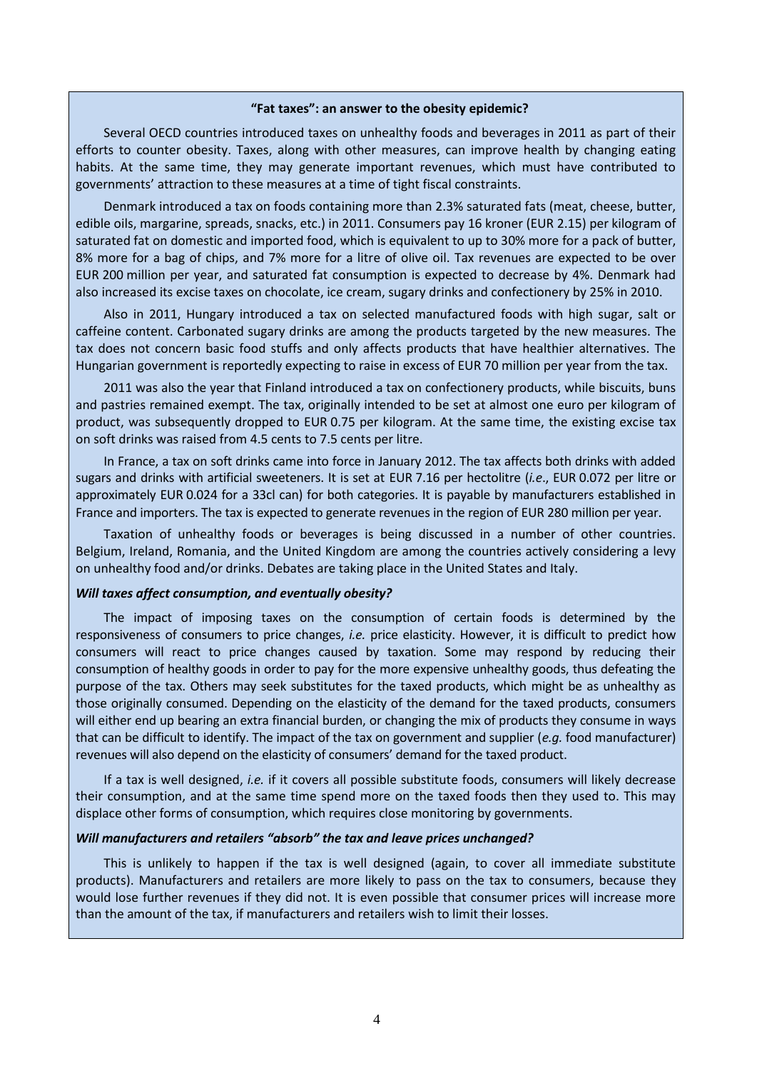**"Fat taxes": an answer to the obesity epidemic?**

Several OECD countries introduced taxes on unhealthy foods and beverages in 2011 as part of their efforts to counter obesity. Taxes, along with other measures, can improve health by changing eating habits. At the same time, they may generate important revenues, which must have contributed to governments' attraction to these measures at a time of tight fiscal constraints.

Denmark introduced a tax on foods containing more than 2.3% saturated fats (meat, cheese, butter, edible oils, margarine, spreads, snacks, etc.) in 2011. Consumers pay 16 kroner (EUR 2.15) per kilogram of saturated fat on domestic and imported food, which is equivalent to up to 30% more for a pack of butter, 8% more for a bag of chips, and 7% more for a litre of olive oil. Tax revenues are expected to be over EUR 200 million per year, and saturated fat consumption is expected to decrease by 4%. Denmark had also increased its excise taxes on chocolate, ice cream, sugary drinks and confectionery by 25% in 2010.

Also in 2011, Hungary introduced a tax on selected manufactured foods with high sugar, salt or caffeine content. Carbonated sugary drinks are among the products targeted by the new measures. The tax does not concern basic food stuffs and only affects products that have healthier alternatives. The Hungarian government is reportedly expecting to raise in excess of EUR 70 million per year from the tax.

2011 was also the year that Finland introduced a tax on confectionery products, while biscuits, buns and pastries remained exempt. The tax, originally intended to be set at almost one euro per kilogram of product, was subsequently dropped to EUR 0.75 per kilogram. At the same time, the existing excise tax on soft drinks was raised from 4.5 cents to 7.5 cents per litre.

In France, a tax on soft drinks came into force in January 2012. The tax affects both drinks with added sugars and drinks with artificial sweeteners. It is set at EUR 7.16 per hectolitre (*i.e.*, EUR 0.072 per litre or approximately EUR 0.024 for a 33cl can) for both categories. It is payable by manufacturers established in France and importers. The tax is expected to generate revenues in the region of EUR 280 million per year.

Taxation of unhealthy foods or beverages is being discussed in a number of other countries. Belgium, Ireland, Romania, and the United Kingdom are among the countries actively considering a levy on unhealthy food and/or drinks. Debates are taking place in the United States and Italy.

***Will taxes affect consumption, and eventually obesity?***

The impact of imposing taxes on the consumption of certain foods is determined by the responsiveness of consumers to price changes, *i.e.* price elasticity. However, it is difficult to predict how consumers will react to price changes caused by taxation. Some may respond by reducing their consumption of healthy goods in order to pay for the more expensive unhealthy goods, thus defeating the purpose of the tax. Others may seek substitutes for the taxed products, which might be as unhealthy as those originally consumed. Depending on the elasticity of the demand for the taxed products, consumers will either end up bearing an extra financial burden, or changing the mix of products they consume in ways that can be difficult to identify. The impact of the tax on government and supplier (*e.g.* food manufacturer) revenues will also depend on the elasticity of consumers' demand for the taxed product.

If a tax is well designed, *i.e.* if it covers all possible substitute foods, consumers will likely decrease their consumption, and at the same time spend more on the taxed foods then they used to. This may displace other forms of consumption, which requires close monitoring by governments.

***Will manufacturers and retailers "absorb" the tax and leave prices unchanged?***

This is unlikely to happen if the tax is well designed (again, to cover all immediate substitute products). Manufacturers and retailers are more likely to pass on the tax to consumers, because they would lose further revenues if they did not. It is even possible that consumer prices will increase more than the amount of the tax, if manufacturers and retailers wish to limit their losses.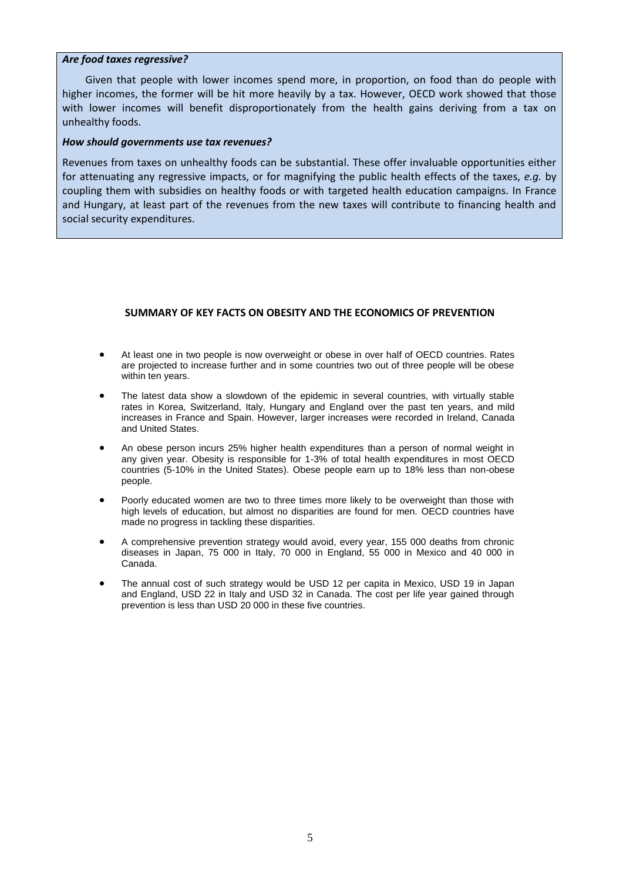***Are food taxes regressive?***

Given that people with lower incomes spend more, in proportion, on food than do people with higher incomes, the former will be hit more heavily by a tax. However, OECD work showed that those with lower incomes will benefit disproportionately from the health gains deriving from a tax on unhealthy foods.

***How should governments use tax revenues?***

Revenues from taxes on unhealthy foods can be substantial. These offer invaluable opportunities either for attenuating any regressive impacts, or for magnifying the public health effects of the taxes, *e.g.* by coupling them with subsidies on healthy foods or with targeted health education campaigns. In France and Hungary, at least part of the revenues from the new taxes will contribute to financing health and social security expenditures.

## SUMMARY OF KEY FACTS ON OBESITY AND THE ECONOMICS OF PREVENTION

- At least one in two people is now overweight or obese in over half of OECD countries. Rates are projected to increase further and in some countries two out of three people will be obese within ten years.
- The latest data show a slowdown of the epidemic in several countries, with virtually stable rates in Korea, Switzerland, Italy, Hungary and England over the past ten years, and mild increases in France and Spain. However, larger increases were recorded in Ireland, Canada and United States.
- An obese person incurs 25% higher health expenditures than a person of normal weight in any given year. Obesity is responsible for 1-3% of total health expenditures in most OECD countries (5-10% in the United States). Obese people earn up to 18% less than non-obese people.
- Poorly educated women are two to three times more likely to be overweight than those with high levels of education, but almost no disparities are found for men. OECD countries have made no progress in tackling these disparities.
- A comprehensive prevention strategy would avoid, every year, 155 000 deaths from chronic diseases in Japan, 75 000 in Italy, 70 000 in England, 55 000 in Mexico and 40 000 in Canada.
- The annual cost of such strategy would be USD 12 per capita in Mexico, USD 19 in Japan and England, USD 22 in Italy and USD 32 in Canada. The cost per life year gained through prevention is less than USD 20 000 in these five countries.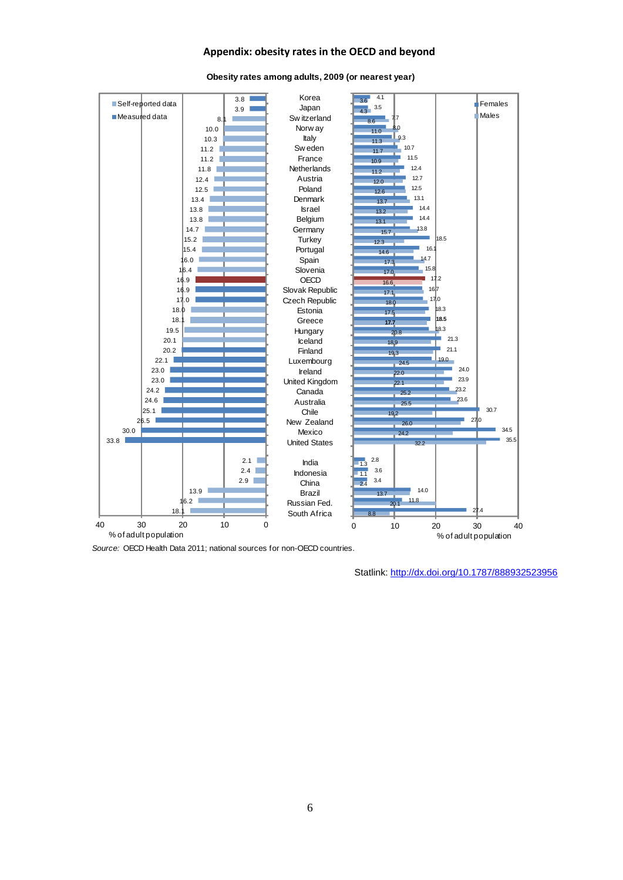## Appendix: obesity rates in the OECD and beyond

**Obesity rates among adults, 2009 (or nearest year)**

| Country | Total (% of adult population) | Data type | Females | Males |
|---|---|---|---|---|
| Korea | 3.8 | Measured | 4.1 | 3.6 |
| Japan | 3.9 | Measured | 3.5 | 4.3 |
| Switzerland | 8.1 | Self-reported | 7.7 | 8.6 |
| Norway | 10.0 | Self-reported | 8.0 | 11.0 |
| Italy | 10.3 | Self-reported | 9.3 | 11.3 |
| Sweden | 11.2 | Self-reported | 10.7 | 11.7 |
| France | 11.2 | Self-reported | 11.5 | 10.9 |
| Netherlands | 11.8 | Self-reported | 12.4 | 11.2 |
| Austria | 12.4 | Self-reported | 12.7 | 12.0 |
| Poland | 12.5 | Self-reported | 12.5 | 12.6 |
| Denmark | 13.4 | Self-reported | 13.1 | 13.7 |
| Israel | 13.8 | Self-reported | 14.4 | 13.2 |
| Belgium | 13.8 | Self-reported | 14.4 | 13.1 |
| Germany | 14.7 | Self-reported | 13.8 | 15.7 |
| Turkey | 15.2 | Self-reported | 18.5 | 12.3 |
| Portugal | 15.4 | Self-reported | 16.1 | 14.6 |
| Spain | 16.0 | Self-reported | 14.7 | 17.3 |
| Slovenia | 16.4 | Self-reported | 15.8 | 17.0 |
| OECD | 16.9 | | 17.2 | 16.6 |
| Slovak Republic | 16.9 | Measured | 16.7 | 17.1 |
| Czech Republic | 17.0 | Measured | 17.0 | 18.0 |
| Estonia | 18.0 | Self-reported | 18.3 | 17.5 |
| Greece | 18.1 | Self-reported | 18.5 | 17.7 |
| Hungary | 19.5 | Self-reported | 18.3 | 20.8 |
| Iceland | 20.1 | Self-reported | 21.3 | 18.9 |
| Finland | 20.2 | Measured | 21.1 | 19.3 |
| Luxembourg | 22.1 | Measured | 19.0 | 24.5 |
| Ireland | 23.0 | Measured | 24.0 | 22.0 |
| United Kingdom | 23.0 | Measured | 23.9 | 22.1 |
| Canada | 24.2 | Measured | 23.2 | 25.2 |
| Australia | 24.6 | Measured | 23.6 | 25.5 |
| Chile | 25.1 | Measured | 30.7 | 19.2 |
| New Zealand | 26.5 | Measured | 27.0 | 26.0 |
| Mexico | 30.0 | Measured | 34.5 | 24.2 |
| United States | 33.8 | Measured | 35.5 | 32.2 |
| India | 2.1 | Self-reported | 2.8 | 1.3 |
| Indonesia | 2.4 | Self-reported | 3.6 | 1.1 |
| China | 2.9 | Self-reported | 3.4 | 2.4 |
| Brazil | 13.9 | Self-reported | 14.0 | 13.7 |
| Russian Fed. | 16.2 | Self-reported | 11.8 | 20.1 |
| South Africa | 18.1 | Self-reported | 27.4 | 8.8 |

*Source:* OECD Health Data 2011; national sources for non-OECD countries.

Statlink: http://dx.doi.org/10.1787/888932523956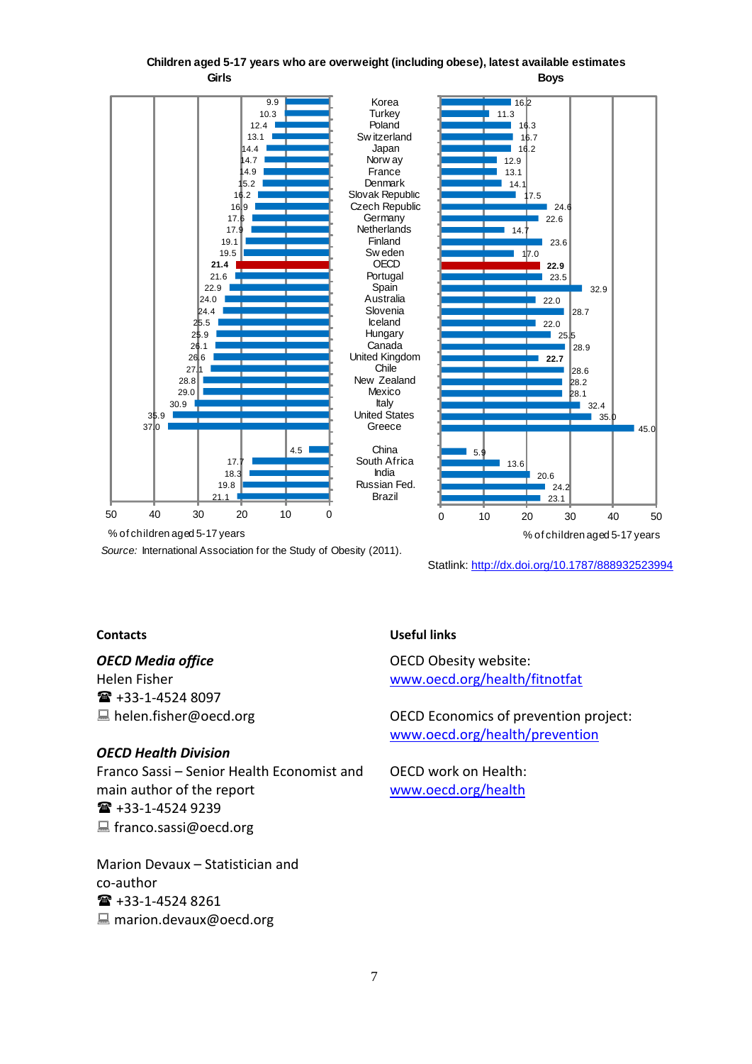**Children aged 5-17 years who are overweight (including obese), latest available estimates**

Girls

Boys

Korea
Turkey
Poland
Switzerland
Japan
Norway
France
Denmark
Slovak Republic
Czech Republic
Germany
Netherlands
Finland
Sweden
OECD
Portugal
Spain
Australia
Slovenia
Iceland
Hungary
Canada
United Kingdom
Chile
New Zealand
Mexico
Italy
United States
Greece

China
South Africa
India
Russian Fed.
Brazil

Girls: 9.9, 10.3, 12.4, 13.1, 14.4, 14.7, 14.9, 15.2, 16.2, 16.9, 17.6, 17.9, 19.1, 19.5, **21.4**, 21.6, 22.9, 24.0, 24.4, 25.5, 25.9, 26.1, 26.6, 27.1, 28.8, 29.0, 30.9, 35.9, 37.0, 4.5, 17.7, 18.3, 19.8, 21.1

Boys: 16.2, 11.3, 16.3, 16.7, 16.2, 12.9, 13.1, 14.1, 17.5, 24.6, 22.6, 14.7, 23.6, 17.0, **22.9**, 23.5, 32.9, 22.0, 28.7, 22.0, 25.5, 28.9, **22.7**, 28.6, 28.2, 28.1, 32.4, 35.0, 45.0, 5.9, 13.6, 20.6, 24.2, 23.1

50 40 30 20 10 0

0 10 20 30 40 50

% of children aged 5-17 years

% of children aged 5-17 years

*Source:* International Association for the Study of Obesity (2011).

Statlink: http://dx.doi.org/10.1787/888932523994

**Contacts**

***OECD Media office***
Helen Fisher
☎ +33-1-4524 8097
helen.fisher@oecd.org

***OECD Health Division***
Franco Sassi – Senior Health Economist and main author of the report
☎ +33-1-4524 9239
franco.sassi@oecd.org

Marion Devaux – Statistician and co-author
☎ +33-1-4524 8261
marion.devaux@oecd.org

**Useful links**

OECD Obesity website:
www.oecd.org/health/fitnotfat

OECD Economics of prevention project:
www.oecd.org/health/prevention

OECD work on Health:
www.oecd.org/health